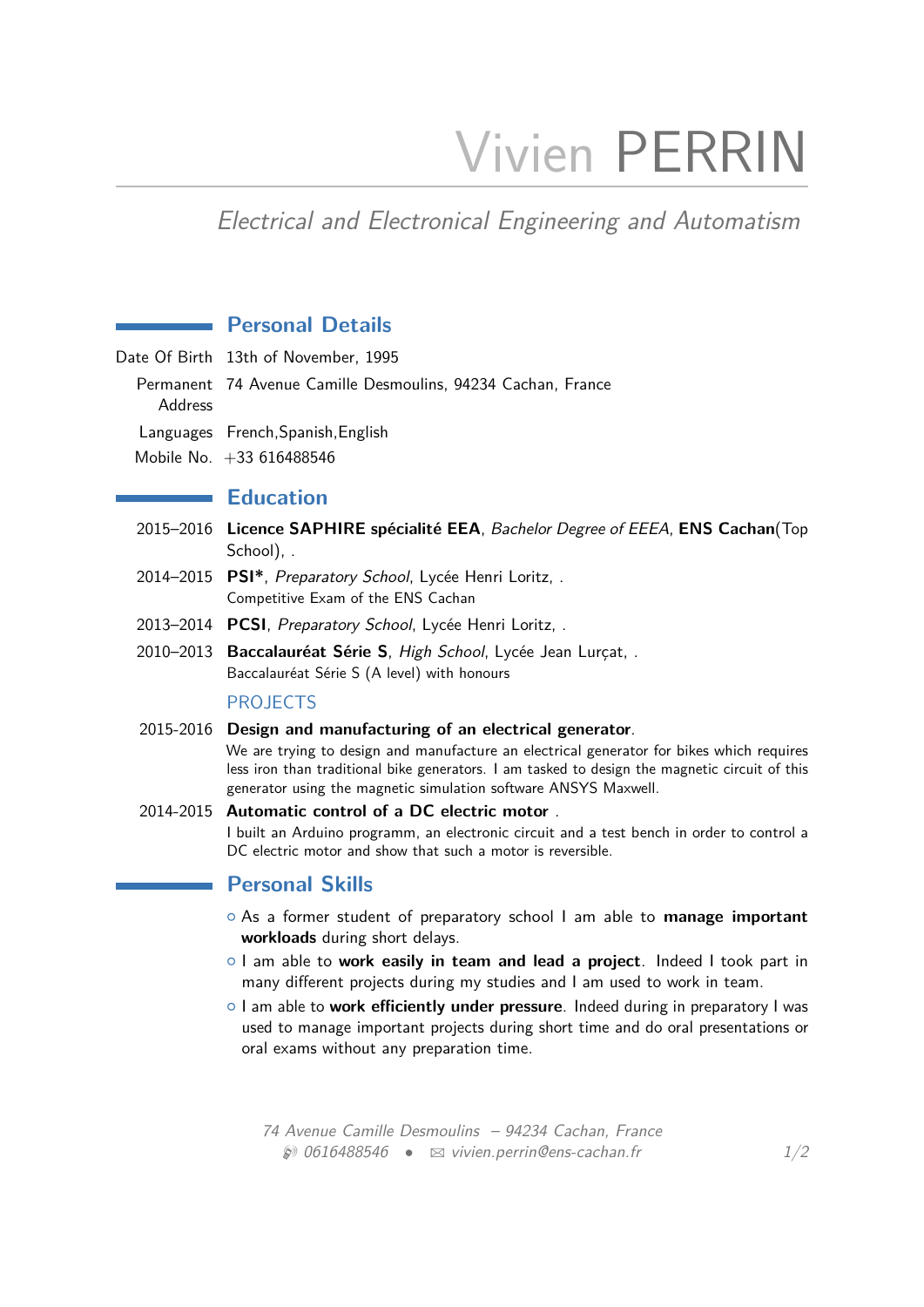# Vivien PERRIN

*Electrical and Electronical Engineering and Automatism*

## Personal Details

Date Of Birth 13th of November, 1995

Permanent Address 74 Avenue Camille Desmoulins, 94234 Cachan, France

Languages French,Spanish,English

Mobile No. +33 616488546

## Education

2015–2016 **Licence SAPHIRE spécialité EEA**, *Bachelor Degree of EEEA*, **ENS Cachan**(Top School), .

2014–2015 **PSI***, *Preparatory School*, Lycée Henri Loritz, .
Competitive Exam of the ENS Cachan

2013–2014 **PCSI**, *Preparatory School*, Lycée Henri Loritz, .

2010–2013 **Baccalauréat Série S**, *High School*, Lycée Jean Lurçat, .
Baccalauréat Série S (A level) with honours

### PROJECTS

2015-2016 **Design and manufacturing of an electrical generator**.
We are trying to design and manufacture an electrical generator for bikes which requires less iron than traditional bike generators. I am tasked to design the magnetic circuit of this generator using the magnetic simulation software ANSYS Maxwell.

2014-2015 **Automatic control of a DC electric motor** .
I built an Arduino programm, an electronic circuit and a test bench in order to control a DC electric motor and show that such a motor is reversible.

## Personal Skills

- As a former student of preparatory school I am able to **manage important workloads** during short delays.
- I am able to **work easily in team and lead a project**. Indeed I took part in many different projects during my studies and I am used to work in team.
- I am able to **work efficiently under pressure**. Indeed during in preparatory I was used to manage important projects during short time and do oral presentations or oral exams without any preparation time.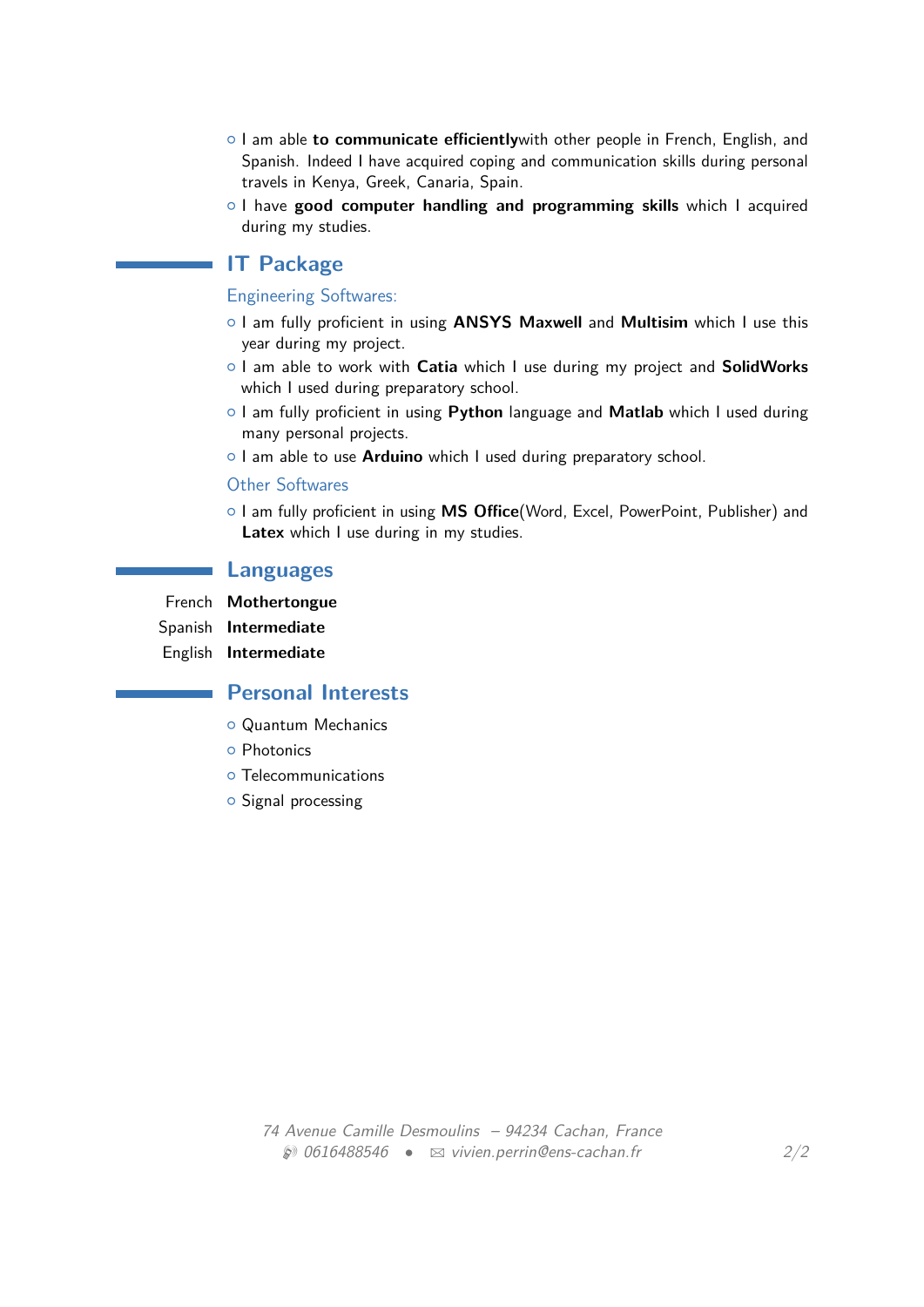- I am able **to communicate efficiently**with other people in French, English, and Spanish. Indeed I have acquired coping and communication skills during personal travels in Kenya, Greek, Canaria, Spain.
- I have **good computer handling and programming skills** which I acquired during my studies.

## IT Package

### Engineering Softwares:

- I am fully proficient in using **ANSYS Maxwell** and **Multisim** which I use this year during my project.
- I am able to work with **Catia** which I use during my project and **SolidWorks** which I used during preparatory school.
- I am fully proficient in using **Python** language and **Matlab** which I used during many personal projects.
- I am able to use **Arduino** which I used during preparatory school.

### Other Softwares

- I am fully proficient in using **MS Office**(Word, Excel, PowerPoint, Publisher) and **Latex** which I use during in my studies.

## Languages

French **Mothertongue**
Spanish **Intermediate**
English **Intermediate**

## Personal Interests

- Quantum Mechanics
- Photonics
- Telecommunications
- Signal processing

*74 Avenue Camille Desmoulins – 94234 Cachan, France*
*0616488546 • vivien.perrin@ens-cachan.fr*